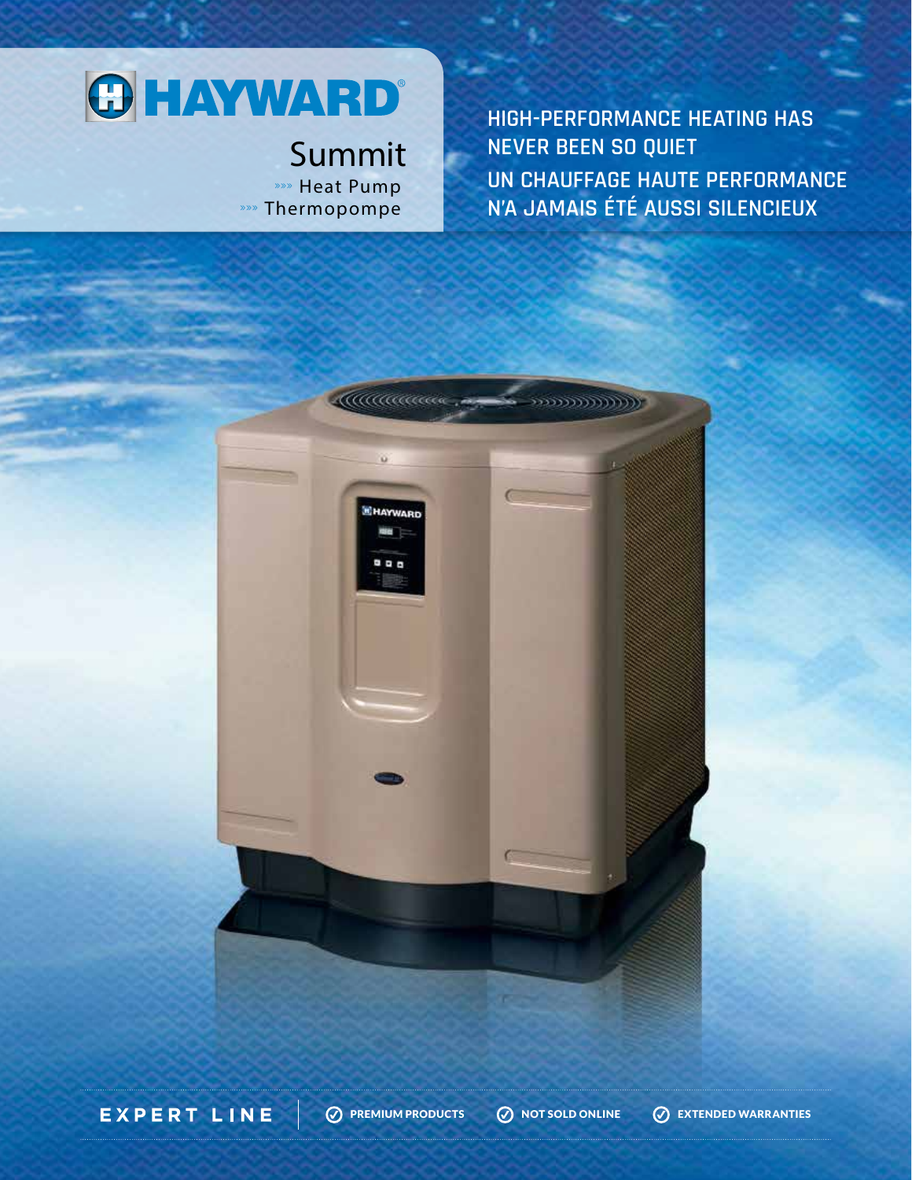# HAYWARD®

## Summit

»»» Heat Pump

»»» Thermopompe

HIGH-PERFORMANCE HEATING HAS NEVER BEEN SO QUIET

UN CHAUFFAGE HAUTE PERFORMANCE N'A JAMAIS ÉTÉ AUSSI SILENCIEUX

EXPERT LINE | PREMIUM PRODUCTS | NOT SOLD ONLINE | EXTENDED WARRANTIES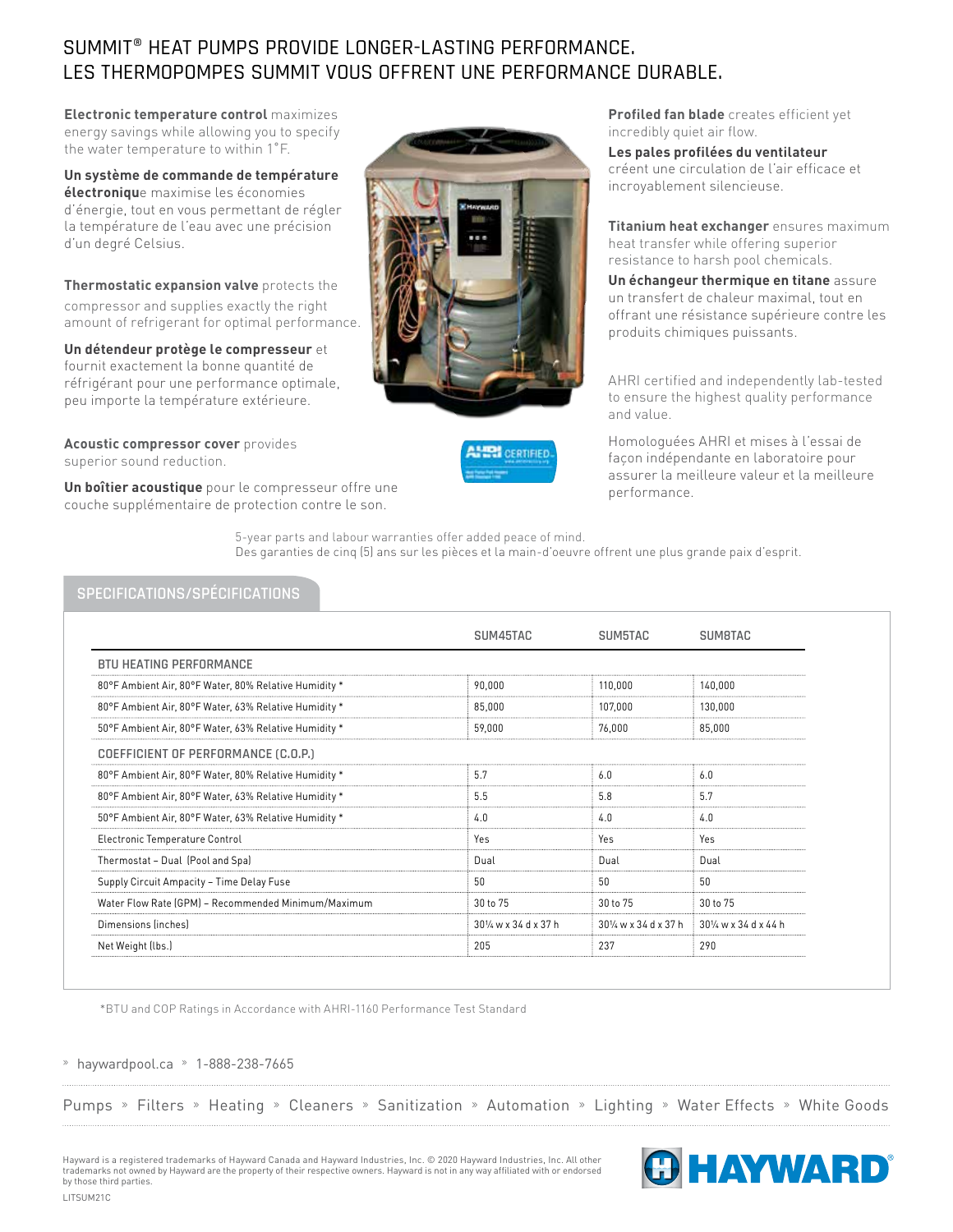# SUMMIT® HEAT PUMPS PROVIDE LONGER-LASTING PERFORMANCE.
# LES THERMOPOMPES SUMMIT VOUS OFFRENT UNE PERFORMANCE DURABLE.

**Electronic temperature control** maximizes energy savings while allowing you to specify the water temperature to within 1°F.

**Un système de commande de température électronique** maximise les économies d'énergie, tout en vous permettant de régler la température de l'eau avec une précision d'un degré Celsius.

**Thermostatic expansion valve** protects the compressor and supplies exactly the right amount of refrigerant for optimal performance.

**Un détendeur protège le compresseur** et fournit exactement la bonne quantité de réfrigérant pour une performance optimale, peu importe la température extérieure.

**Acoustic compressor cover** provides superior sound reduction.

**Un boîtier acoustique** pour le compresseur offre une couche supplémentaire de protection contre le son.

**Profiled fan blade** creates efficient yet incredibly quiet air flow.

**Les pales profilées du ventilateur** créent une circulation de l'air efficace et incroyablement silencieuse.

**Titanium heat exchanger** ensures maximum heat transfer while offering superior resistance to harsh pool chemicals.

**Un échangeur thermique en titane** assure un transfert de chaleur maximal, tout en offrant une résistance supérieure contre les produits chimiques puissants.

AHRI certified and independently lab-tested to ensure the highest quality performance and value.

Homologuées AHRI et mises à l'essai de façon indépendante en laboratoire pour assurer la meilleure valeur et la meilleure performance.

5-year parts and labour warranties offer added peace of mind.
Des garanties de cinq (5) ans sur les pièces et la main-d'oeuvre offrent une plus grande paix d'esprit.

## SPECIFICATIONS/SPÉCIFICATIONS

| | SUM45TAC | SUM5TAC | SUM8TAC |
|---|---|---|---|
| **BTU HEATING PERFORMANCE** | | | |
| 80°F Ambient Air, 80°F Water, 80% Relative Humidity * | 90,000 | 110,000 | 140,000 |
| 80°F Ambient Air, 80°F Water, 63% Relative Humidity * | 85,000 | 107,000 | 130,000 |
| 50°F Ambient Air, 80°F Water, 63% Relative Humidity * | 59,000 | 76,000 | 85,000 |
| **COEFFICIENT OF PERFORMANCE (C.O.P.)** | | | |
| 80°F Ambient Air, 80°F Water, 80% Relative Humidity * | 5.7 | 6.0 | 6.0 |
| 80°F Ambient Air, 80°F Water, 63% Relative Humidity * | 5.5 | 5.8 | 5.7 |
| 50°F Ambient Air, 80°F Water, 63% Relative Humidity * | 4.0 | 4.0 | 4.0 |
| Electronic Temperature Control | Yes | Yes | Yes |
| Thermostat – Dual (Pool and Spa) | Dual | Dual | Dual |
| Supply Circuit Ampacity – Time Delay Fuse | 50 | 50 | 50 |
| Water Flow Rate (GPM) – Recommended Minimum/Maximum | 30 to 75 | 30 to 75 | 30 to 75 |
| Dimensions (inches) | 30¼ w x 34 d x 37 h | 30¼ w x 34 d x 37 h | 30¼ w x 34 d x 44 h |
| Net Weight (lbs.) | 205 | 237 | 290 |

*BTU and COP Ratings in Accordance with AHRI-1160 Performance Test Standard

» haywardpool.ca » 1-888-238-7665

Pumps » Filters » Heating » Cleaners » Sanitization » Automation » Lighting » Water Effects » White Goods

Hayward is a registered trademarks of Hayward Canada and Hayward Industries, Inc. © 2020 Hayward Industries, Inc. All other trademarks not owned by Hayward are the property of their respective owners. Hayward is not in any way affiliated with or endorsed by those third parties.

LITSUM21C